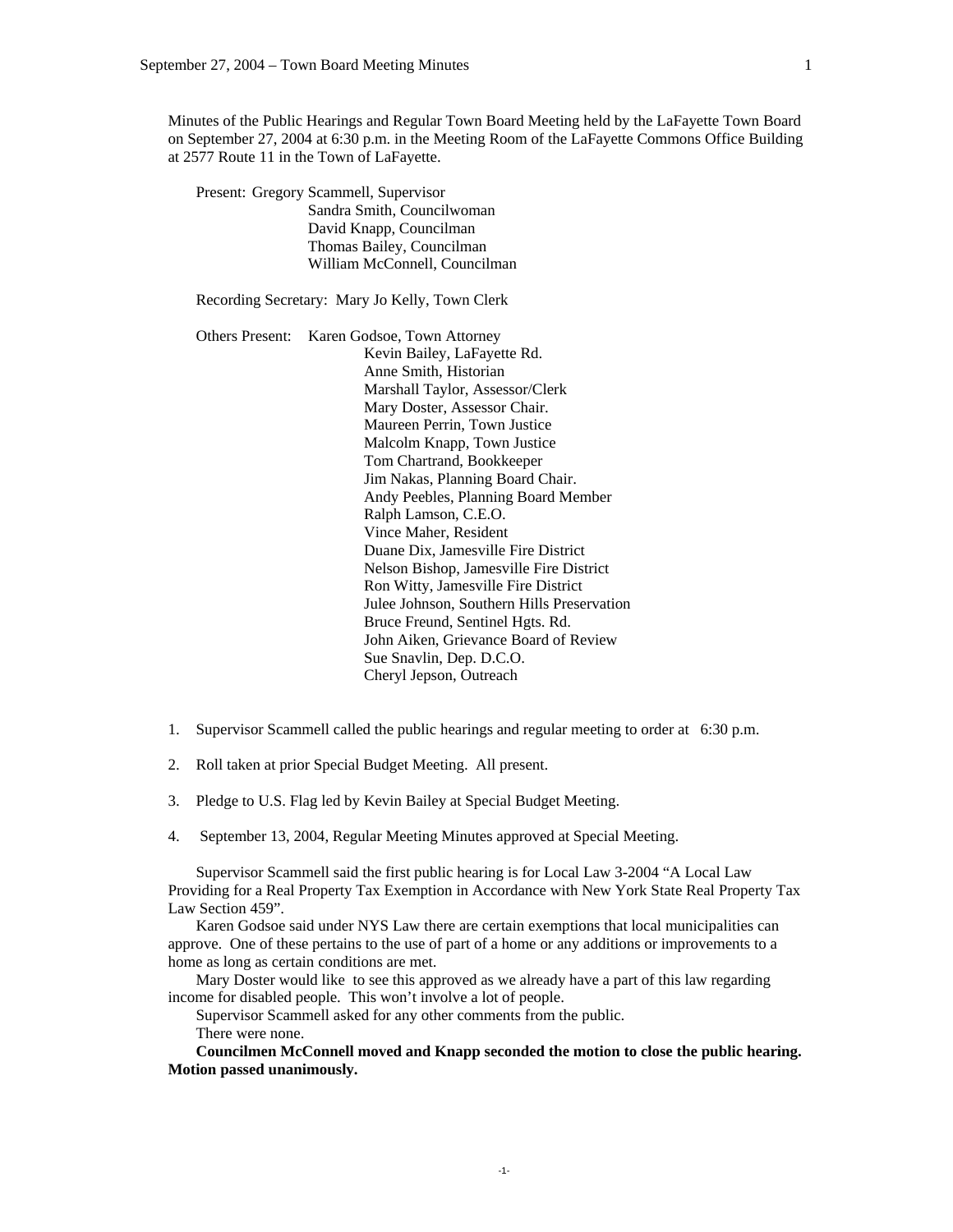Minutes of the Public Hearings and Regular Town Board Meeting held by the LaFayette Town Board on September 27, 2004 at 6:30 p.m. in the Meeting Room of the LaFayette Commons Office Building at 2577 Route 11 in the Town of LaFayette.

Present: Gregory Scammell, Supervisor
Sandra Smith, Councilwoman
David Knapp, Councilman
Thomas Bailey, Councilman
William McConnell, Councilman

Recording Secretary: Mary Jo Kelly, Town Clerk

Others Present: Karen Godsoe, Town Attorney
Kevin Bailey, LaFayette Rd.
Anne Smith, Historian
Marshall Taylor, Assessor/Clerk
Mary Doster, Assessor Chair.
Maureen Perrin, Town Justice
Malcolm Knapp, Town Justice
Tom Chartrand, Bookkeeper
Jim Nakas, Planning Board Chair.
Andy Peebles, Planning Board Member
Ralph Lamson, C.E.O.
Vince Maher, Resident
Duane Dix, Jamesville Fire District
Nelson Bishop, Jamesville Fire District
Ron Witty, Jamesville Fire District
Julee Johnson, Southern Hills Preservation
Bruce Freund, Sentinel Hgts. Rd.
John Aiken, Grievance Board of Review
Sue Snavlin, Dep. D.C.O.
Cheryl Jepson, Outreach

1. Supervisor Scammell called the public hearings and regular meeting to order at 6:30 p.m.

2. Roll taken at prior Special Budget Meeting. All present.

3. Pledge to U.S. Flag led by Kevin Bailey at Special Budget Meeting.

4. September 13, 2004, Regular Meeting Minutes approved at Special Meeting.

Supervisor Scammell said the first public hearing is for Local Law 3-2004 "A Local Law Providing for a Real Property Tax Exemption in Accordance with New York State Real Property Tax Law Section 459".

Karen Godsoe said under NYS Law there are certain exemptions that local municipalities can approve. One of these pertains to the use of part of a home or any additions or improvements to a home as long as certain conditions are met.

Mary Doster would like to see this approved as we already have a part of this law regarding income for disabled people. This won't involve a lot of people.

Supervisor Scammell asked for any other comments from the public.

There were none.

**Councilmen McConnell moved and Knapp seconded the motion to close the public hearing. Motion passed unanimously.**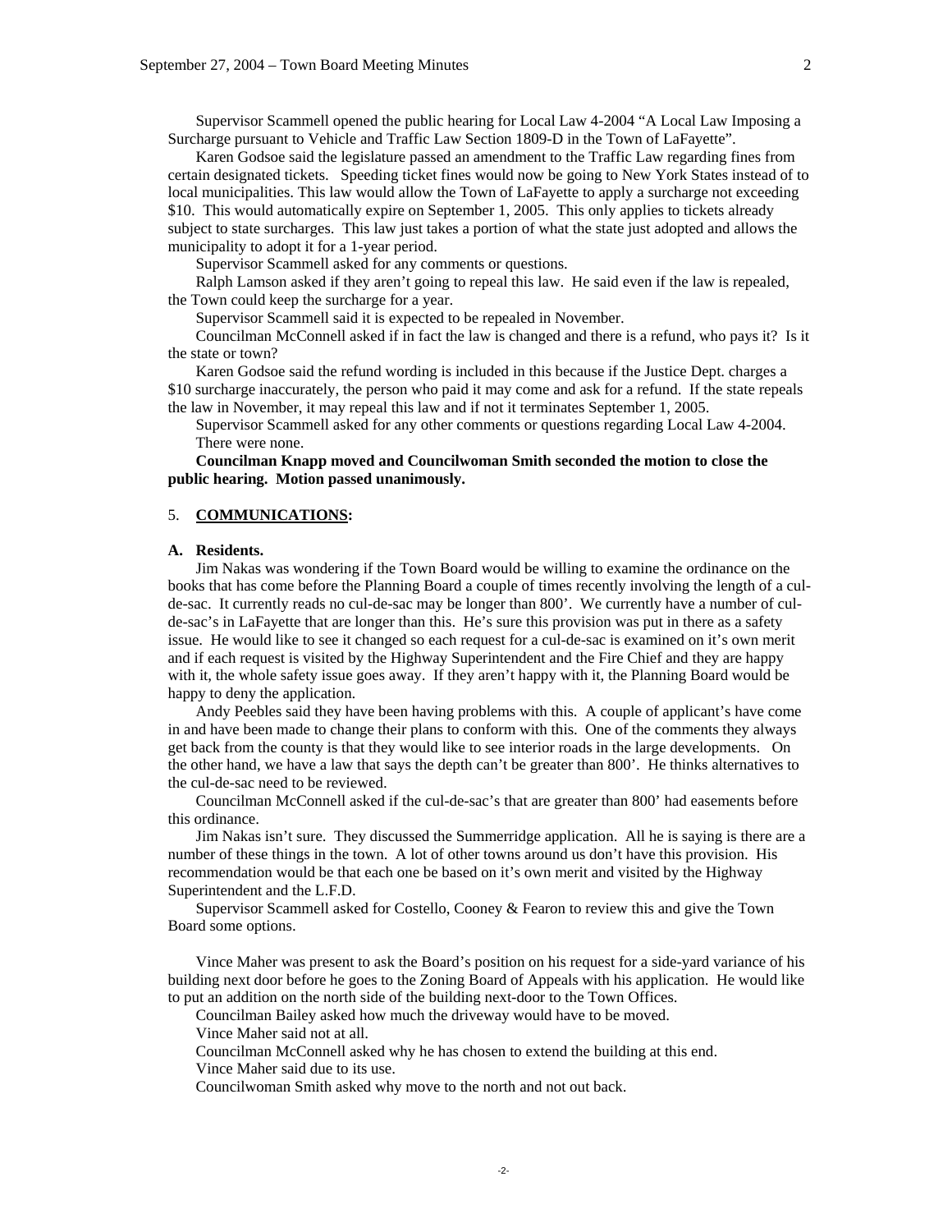Supervisor Scammell opened the public hearing for Local Law 4-2004 "A Local Law Imposing a Surcharge pursuant to Vehicle and Traffic Law Section 1809-D in the Town of LaFayette".

Karen Godsoe said the legislature passed an amendment to the Traffic Law regarding fines from certain designated tickets. Speeding ticket fines would now be going to New York States instead of to local municipalities. This law would allow the Town of LaFayette to apply a surcharge not exceeding $10. This would automatically expire on September 1, 2005. This only applies to tickets already subject to state surcharges. This law just takes a portion of what the state just adopted and allows the municipality to adopt it for a 1-year period.

Supervisor Scammell asked for any comments or questions.

Ralph Lamson asked if they aren't going to repeal this law. He said even if the law is repealed, the Town could keep the surcharge for a year.

Supervisor Scammell said it is expected to be repealed in November.

Councilman McConnell asked if in fact the law is changed and there is a refund, who pays it? Is it the state or town?

Karen Godsoe said the refund wording is included in this because if the Justice Dept. charges a $10 surcharge inaccurately, the person who paid it may come and ask for a refund. If the state repeals the law in November, it may repeal this law and if not it terminates September 1, 2005.

Supervisor Scammell asked for any other comments or questions regarding Local Law 4-2004. There were none.

**Councilman Knapp moved and Councilwoman Smith seconded the motion to close the public hearing. Motion passed unanimously.**

5. **COMMUNICATIONS:**

**A. Residents.**

Jim Nakas was wondering if the Town Board would be willing to examine the ordinance on the books that has come before the Planning Board a couple of times recently involving the length of a cul-de-sac. It currently reads no cul-de-sac may be longer than 800'. We currently have a number of cul-de-sac's in LaFayette that are longer than this. He's sure this provision was put in there as a safety issue. He would like to see it changed so each request for a cul-de-sac is examined on it's own merit and if each request is visited by the Highway Superintendent and the Fire Chief and they are happy with it, the whole safety issue goes away. If they aren't happy with it, the Planning Board would be happy to deny the application.

Andy Peebles said they have been having problems with this. A couple of applicant's have come in and have been made to change their plans to conform with this. One of the comments they always get back from the county is that they would like to see interior roads in the large developments. On the other hand, we have a law that says the depth can't be greater than 800'. He thinks alternatives to the cul-de-sac need to be reviewed.

Councilman McConnell asked if the cul-de-sac's that are greater than 800' had easements before this ordinance.

Jim Nakas isn't sure. They discussed the Summerridge application. All he is saying is there are a number of these things in the town. A lot of other towns around us don't have this provision. His recommendation would be that each one be based on it's own merit and visited by the Highway Superintendent and the L.F.D.

Supervisor Scammell asked for Costello, Cooney & Fearon to review this and give the Town Board some options.

Vince Maher was present to ask the Board's position on his request for a side-yard variance of his building next door before he goes to the Zoning Board of Appeals with his application. He would like to put an addition on the north side of the building next-door to the Town Offices.

Councilman Bailey asked how much the driveway would have to be moved.

Vince Maher said not at all.

Councilman McConnell asked why he has chosen to extend the building at this end.

Vince Maher said due to its use.

Councilwoman Smith asked why move to the north and not out back.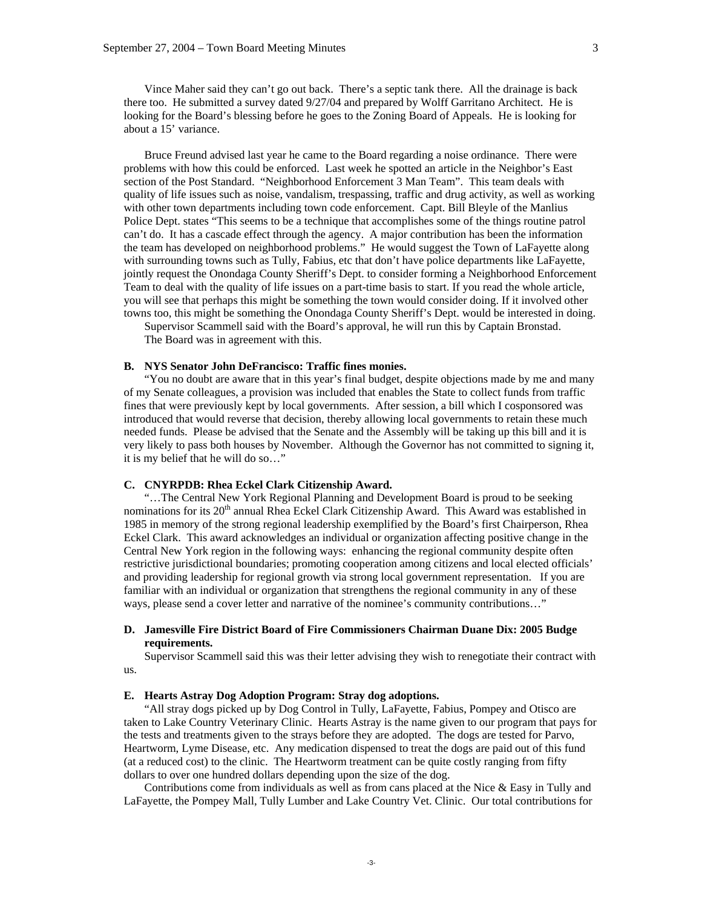Vince Maher said they can't go out back. There's a septic tank there. All the drainage is back there too. He submitted a survey dated 9/27/04 and prepared by Wolff Garritano Architect. He is looking for the Board's blessing before he goes to the Zoning Board of Appeals. He is looking for about a 15' variance.

Bruce Freund advised last year he came to the Board regarding a noise ordinance. There were problems with how this could be enforced. Last week he spotted an article in the Neighbor's East section of the Post Standard. "Neighborhood Enforcement 3 Man Team". This team deals with quality of life issues such as noise, vandalism, trespassing, traffic and drug activity, as well as working with other town departments including town code enforcement. Capt. Bill Bleyle of the Manlius Police Dept. states "This seems to be a technique that accomplishes some of the things routine patrol can't do. It has a cascade effect through the agency. A major contribution has been the information the team has developed on neighborhood problems." He would suggest the Town of LaFayette along with surrounding towns such as Tully, Fabius, etc that don't have police departments like LaFayette, jointly request the Onondaga County Sheriff's Dept. to consider forming a Neighborhood Enforcement Team to deal with the quality of life issues on a part-time basis to start. If you read the whole article, you will see that perhaps this might be something the town would consider doing. If it involved other towns too, this might be something the Onondaga County Sheriff's Dept. would be interested in doing.

Supervisor Scammell said with the Board's approval, he will run this by Captain Bronstad.

The Board was in agreement with this.

**B. NYS Senator John DeFrancisco: Traffic fines monies.**

"You no doubt are aware that in this year's final budget, despite objections made by me and many of my Senate colleagues, a provision was included that enables the State to collect funds from traffic fines that were previously kept by local governments. After session, a bill which I cosponsored was introduced that would reverse that decision, thereby allowing local governments to retain these much needed funds. Please be advised that the Senate and the Assembly will be taking up this bill and it is very likely to pass both houses by November. Although the Governor has not committed to signing it, it is my belief that he will do so…"

**C. CNYRPDB: Rhea Eckel Clark Citizenship Award.**

"…The Central New York Regional Planning and Development Board is proud to be seeking nominations for its 20th annual Rhea Eckel Clark Citizenship Award. This Award was established in 1985 in memory of the strong regional leadership exemplified by the Board's first Chairperson, Rhea Eckel Clark. This award acknowledges an individual or organization affecting positive change in the Central New York region in the following ways: enhancing the regional community despite often restrictive jurisdictional boundaries; promoting cooperation among citizens and local elected officials' and providing leadership for regional growth via strong local government representation. If you are familiar with an individual or organization that strengthens the regional community in any of these ways, please send a cover letter and narrative of the nominee's community contributions…"

**D. Jamesville Fire District Board of Fire Commissioners Chairman Duane Dix: 2005 Budge requirements.**

Supervisor Scammell said this was their letter advising they wish to renegotiate their contract with us.

**E. Hearts Astray Dog Adoption Program: Stray dog adoptions.**

"All stray dogs picked up by Dog Control in Tully, LaFayette, Fabius, Pompey and Otisco are taken to Lake Country Veterinary Clinic. Hearts Astray is the name given to our program that pays for the tests and treatments given to the strays before they are adopted. The dogs are tested for Parvo, Heartworm, Lyme Disease, etc. Any medication dispensed to treat the dogs are paid out of this fund (at a reduced cost) to the clinic. The Heartworm treatment can be quite costly ranging from fifty dollars to over one hundred dollars depending upon the size of the dog.

Contributions come from individuals as well as from cans placed at the Nice & Easy in Tully and LaFayette, the Pompey Mall, Tully Lumber and Lake Country Vet. Clinic. Our total contributions for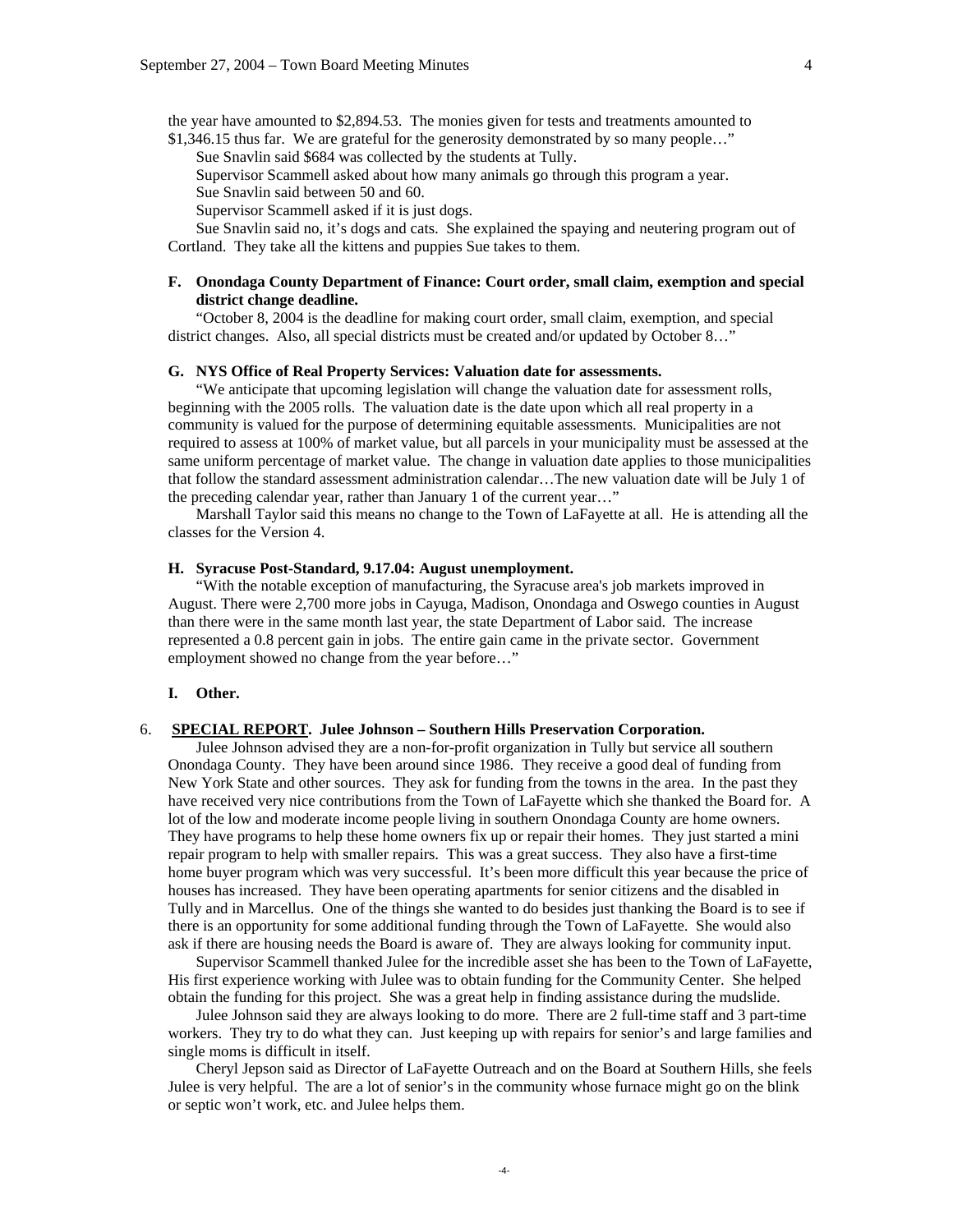the year have amounted to $2,894.53. The monies given for tests and treatments amounted to $1,346.15 thus far. We are grateful for the generosity demonstrated by so many people…"

Sue Snavlin said $684 was collected by the students at Tully.

Supervisor Scammell asked about how many animals go through this program a year.

Sue Snavlin said between 50 and 60.

Supervisor Scammell asked if it is just dogs.

Sue Snavlin said no, it's dogs and cats. She explained the spaying and neutering program out of Cortland. They take all the kittens and puppies Sue takes to them.

**F. Onondaga County Department of Finance: Court order, small claim, exemption and special district change deadline.**

"October 8, 2004 is the deadline for making court order, small claim, exemption, and special district changes. Also, all special districts must be created and/or updated by October 8…"

**G. NYS Office of Real Property Services: Valuation date for assessments.**

"We anticipate that upcoming legislation will change the valuation date for assessment rolls, beginning with the 2005 rolls. The valuation date is the date upon which all real property in a community is valued for the purpose of determining equitable assessments. Municipalities are not required to assess at 100% of market value, but all parcels in your municipality must be assessed at the same uniform percentage of market value. The change in valuation date applies to those municipalities that follow the standard assessment administration calendar…The new valuation date will be July 1 of the preceding calendar year, rather than January 1 of the current year…"

Marshall Taylor said this means no change to the Town of LaFayette at all. He is attending all the classes for the Version 4.

**H. Syracuse Post-Standard, 9.17.04: August unemployment.**

"With the notable exception of manufacturing, the Syracuse area's job markets improved in August. There were 2,700 more jobs in Cayuga, Madison, Onondaga and Oswego counties in August than there were in the same month last year, the state Department of Labor said. The increase represented a 0.8 percent gain in jobs. The entire gain came in the private sector. Government employment showed no change from the year before…"

**I. Other.**

6. **SPECIAL REPORT. Julee Johnson – Southern Hills Preservation Corporation.**

Julee Johnson advised they are a non-for-profit organization in Tully but service all southern Onondaga County. They have been around since 1986. They receive a good deal of funding from New York State and other sources. They ask for funding from the towns in the area. In the past they have received very nice contributions from the Town of LaFayette which she thanked the Board for. A lot of the low and moderate income people living in southern Onondaga County are home owners. They have programs to help these home owners fix up or repair their homes. They just started a mini repair program to help with smaller repairs. This was a great success. They also have a first-time home buyer program which was very successful. It's been more difficult this year because the price of houses has increased. They have been operating apartments for senior citizens and the disabled in Tully and in Marcellus. One of the things she wanted to do besides just thanking the Board is to see if there is an opportunity for some additional funding through the Town of LaFayette. She would also ask if there are housing needs the Board is aware of. They are always looking for community input.

Supervisor Scammell thanked Julee for the incredible asset she has been to the Town of LaFayette, His first experience working with Julee was to obtain funding for the Community Center. She helped obtain the funding for this project. She was a great help in finding assistance during the mudslide.

Julee Johnson said they are always looking to do more. There are 2 full-time staff and 3 part-time workers. They try to do what they can. Just keeping up with repairs for senior's and large families and single moms is difficult in itself.

Cheryl Jepson said as Director of LaFayette Outreach and on the Board at Southern Hills, she feels Julee is very helpful. The are a lot of senior's in the community whose furnace might go on the blink or septic won't work, etc. and Julee helps them.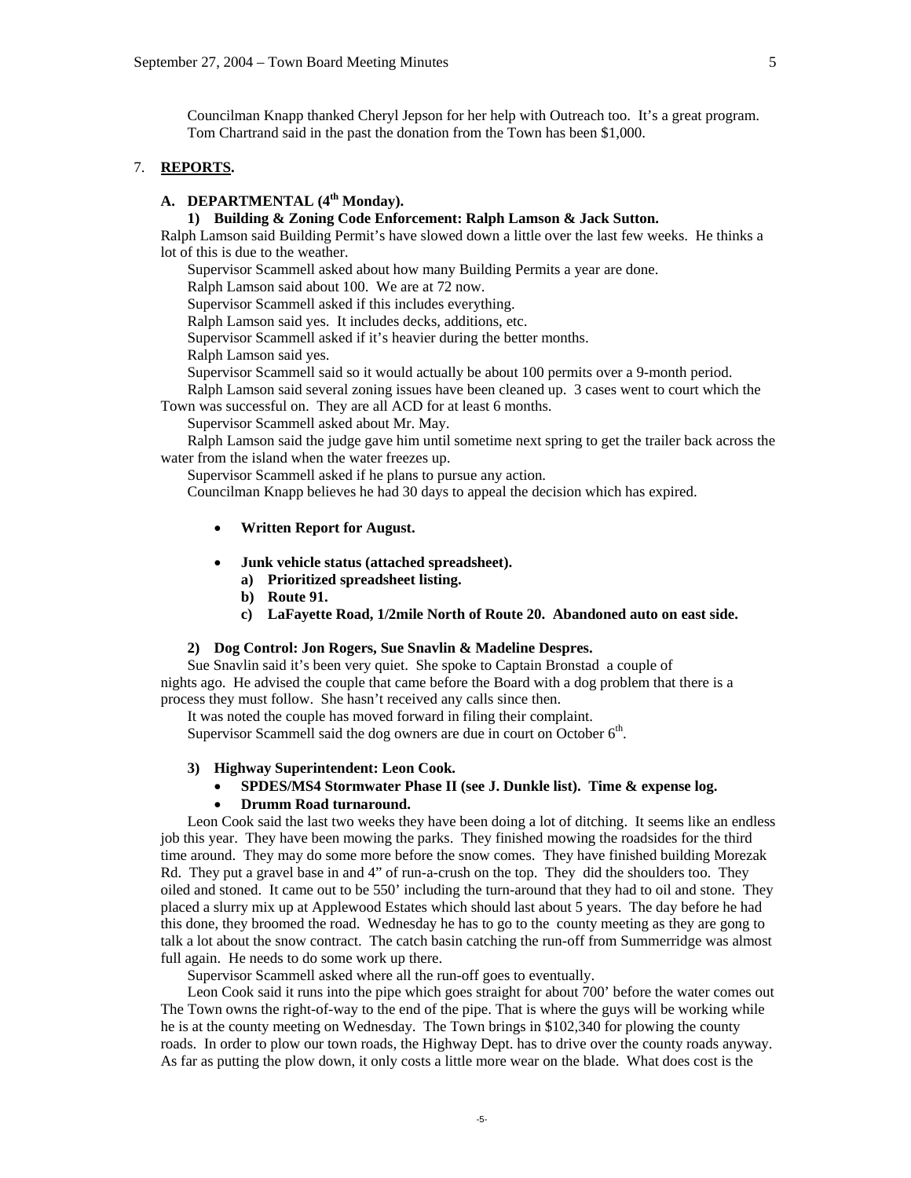Councilman Knapp thanked Cheryl Jepson for her help with Outreach too. It's a great program. Tom Chartrand said in the past the donation from the Town has been $1,000.

7. **REPORTS.**

**A. DEPARTMENTAL (4th Monday).**

**1) Building & Zoning Code Enforcement: Ralph Lamson & Jack Sutton.**

Ralph Lamson said Building Permit's have slowed down a little over the last few weeks. He thinks a lot of this is due to the weather.

Supervisor Scammell asked about how many Building Permits a year are done.

Ralph Lamson said about 100. We are at 72 now.

Supervisor Scammell asked if this includes everything.

Ralph Lamson said yes. It includes decks, additions, etc.

Supervisor Scammell asked if it's heavier during the better months.

Ralph Lamson said yes.

Supervisor Scammell said so it would actually be about 100 permits over a 9-month period.

Ralph Lamson said several zoning issues have been cleaned up. 3 cases went to court which the Town was successful on. They are all ACD for at least 6 months.

Supervisor Scammell asked about Mr. May.

Ralph Lamson said the judge gave him until sometime next spring to get the trailer back across the water from the island when the water freezes up.

Supervisor Scammell asked if he plans to pursue any action.

Councilman Knapp believes he had 30 days to appeal the decision which has expired.

- **Written Report for August.**

- **Junk vehicle status (attached spreadsheet).**
  - **a) Prioritized spreadsheet listing.**
  - **b) Route 91.**
  - **c) LaFayette Road, 1/2mile North of Route 20. Abandoned auto on east side.**

**2) Dog Control: Jon Rogers, Sue Snavlin & Madeline Despres.**

Sue Snavlin said it's been very quiet. She spoke to Captain Bronstad a couple of nights ago. He advised the couple that came before the Board with a dog problem that there is a process they must follow. She hasn't received any calls since then.

It was noted the couple has moved forward in filing their complaint.

Supervisor Scammell said the dog owners are due in court on October 6th.

**3) Highway Superintendent: Leon Cook.**

- **SPDES/MS4 Stormwater Phase II (see J. Dunkle list). Time & expense log.**
- **Drumm Road turnaround.**

Leon Cook said the last two weeks they have been doing a lot of ditching. It seems like an endless job this year. They have been mowing the parks. They finished mowing the roadsides for the third time around. They may do some more before the snow comes. They have finished building Morezak Rd. They put a gravel base in and 4" of run-a-crush on the top. They did the shoulders too. They oiled and stoned. It came out to be 550' including the turn-around that they had to oil and stone. They placed a slurry mix up at Applewood Estates which should last about 5 years. The day before he had this done, they broomed the road. Wednesday he has to go to the county meeting as they are gong to talk a lot about the snow contract. The catch basin catching the run-off from Summerridge was almost full again. He needs to do some work up there.

Supervisor Scammell asked where all the run-off goes to eventually.

Leon Cook said it runs into the pipe which goes straight for about 700' before the water comes out The Town owns the right-of-way to the end of the pipe. That is where the guys will be working while he is at the county meeting on Wednesday. The Town brings in $102,340 for plowing the county roads. In order to plow our town roads, the Highway Dept. has to drive over the county roads anyway. As far as putting the plow down, it only costs a little more wear on the blade. What does cost is the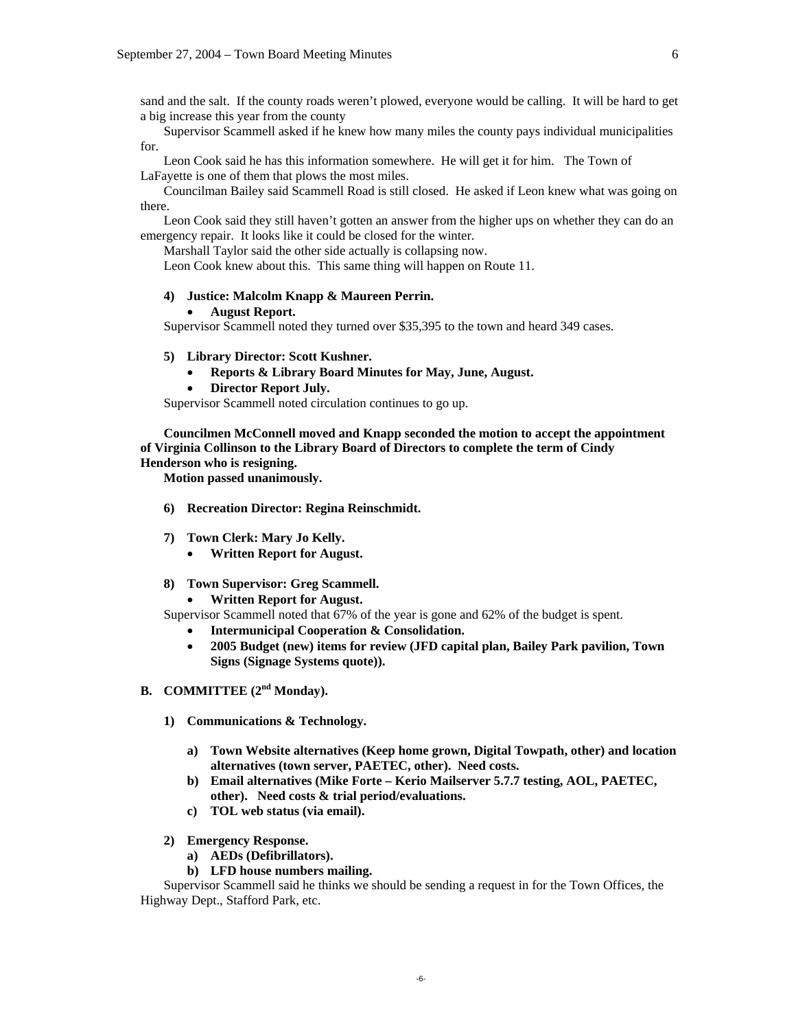sand and the salt. If the county roads weren't plowed, everyone would be calling. It will be hard to get a big increase this year from the county

Supervisor Scammell asked if he knew how many miles the county pays individual municipalities for.

Leon Cook said he has this information somewhere. He will get it for him. The Town of LaFayette is one of them that plows the most miles.

Councilman Bailey said Scammell Road is still closed. He asked if Leon knew what was going on there.

Leon Cook said they still haven't gotten an answer from the higher ups on whether they can do an emergency repair. It looks like it could be closed for the winter.

Marshall Taylor said the other side actually is collapsing now.

Leon Cook knew about this. This same thing will happen on Route 11.

**4) Justice: Malcolm Knapp & Maureen Perrin.**

- **August Report.**

Supervisor Scammell noted they turned over $35,395 to the town and heard 349 cases.

**5) Library Director: Scott Kushner.**

- **Reports & Library Board Minutes for May, June, August.**
- **Director Report July.**

Supervisor Scammell noted circulation continues to go up.

**Councilmen McConnell moved and Knapp seconded the motion to accept the appointment of Virginia Collinson to the Library Board of Directors to complete the term of Cindy Henderson who is resigning.**

**Motion passed unanimously.**

**6) Recreation Director: Regina Reinschmidt.**

**7) Town Clerk: Mary Jo Kelly.**

- **Written Report for August.**

**8) Town Supervisor: Greg Scammell.**

- **Written Report for August.**

Supervisor Scammell noted that 67% of the year is gone and 62% of the budget is spent.

- **Intermunicipal Cooperation & Consolidation.**
- **2005 Budget (new) items for review (JFD capital plan, Bailey Park pavilion, Town Signs (Signage Systems quote)).**

## B. COMMITTEE (2nd Monday).

**1) Communications & Technology.**

a) **Town Website alternatives (Keep home grown, Digital Towpath, other) and location alternatives (town server, PAETEC, other). Need costs.**

b) **Email alternatives (Mike Forte – Kerio Mailserver 5.7.7 testing, AOL, PAETEC, other). Need costs & trial period/evaluations.**

c) **TOL web status (via email).**

**2) Emergency Response.**

a) **AEDs (Defibrillators).**

b) **LFD house numbers mailing.**

Supervisor Scammell said he thinks we should be sending a request in for the Town Offices, the Highway Dept., Stafford Park, etc.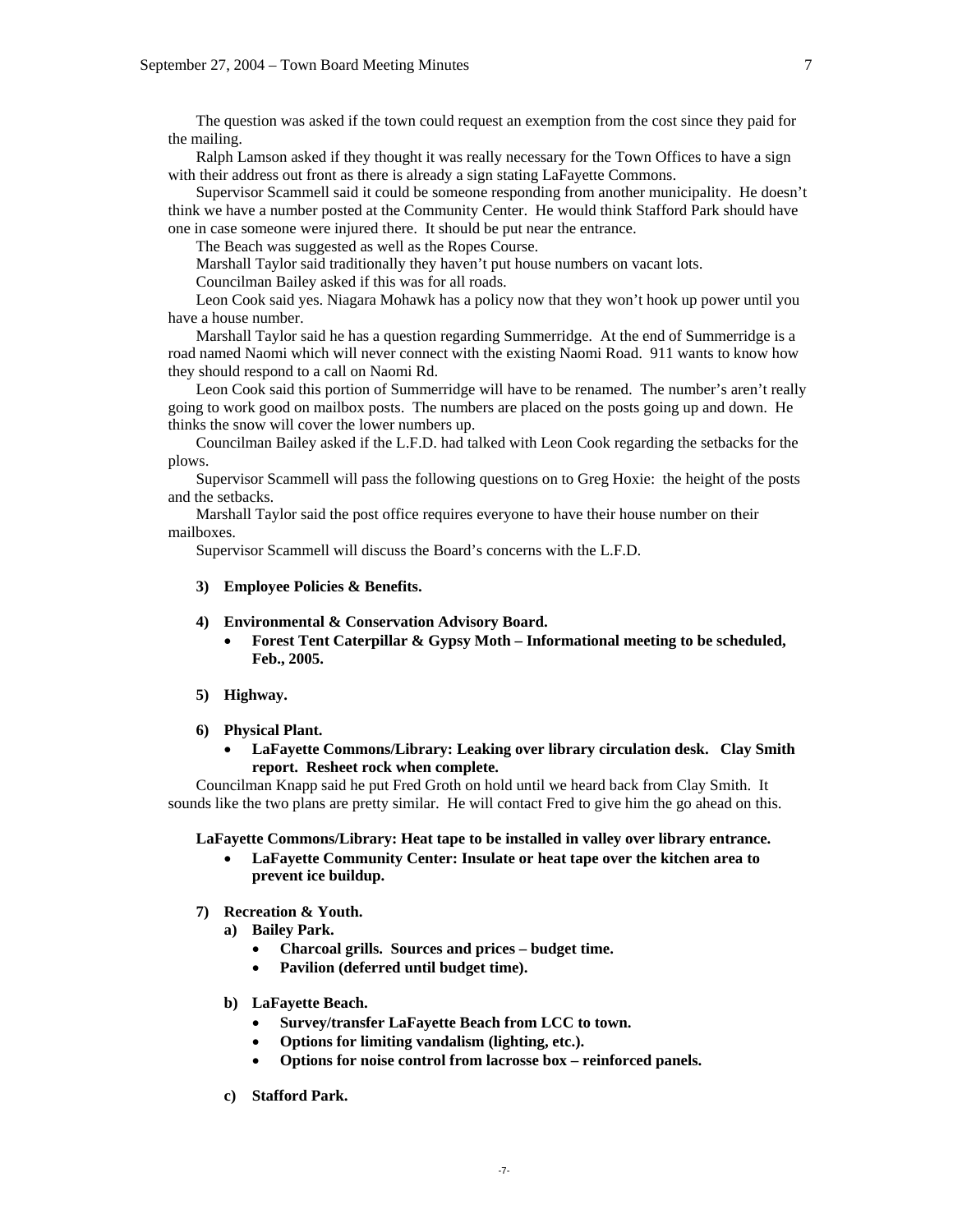The question was asked if the town could request an exemption from the cost since they paid for the mailing.

Ralph Lamson asked if they thought it was really necessary for the Town Offices to have a sign with their address out front as there is already a sign stating LaFayette Commons.

Supervisor Scammell said it could be someone responding from another municipality. He doesn't think we have a number posted at the Community Center. He would think Stafford Park should have one in case someone were injured there. It should be put near the entrance.

The Beach was suggested as well as the Ropes Course.

Marshall Taylor said traditionally they haven't put house numbers on vacant lots.

Councilman Bailey asked if this was for all roads.

Leon Cook said yes. Niagara Mohawk has a policy now that they won't hook up power until you have a house number.

Marshall Taylor said he has a question regarding Summerridge. At the end of Summerridge is a road named Naomi which will never connect with the existing Naomi Road. 911 wants to know how they should respond to a call on Naomi Rd.

Leon Cook said this portion of Summerridge will have to be renamed. The number's aren't really going to work good on mailbox posts. The numbers are placed on the posts going up and down. He thinks the snow will cover the lower numbers up.

Councilman Bailey asked if the L.F.D. had talked with Leon Cook regarding the setbacks for the plows.

Supervisor Scammell will pass the following questions on to Greg Hoxie: the height of the posts and the setbacks.

Marshall Taylor said the post office requires everyone to have their house number on their mailboxes.

Supervisor Scammell will discuss the Board's concerns with the L.F.D.

**3) Employee Policies & Benefits.**

**4) Environmental & Conservation Advisory Board.**

- **Forest Tent Caterpillar & Gypsy Moth – Informational meeting to be scheduled, Feb., 2005.**

**5) Highway.**

**6) Physical Plant.**

- **LaFayette Commons/Library: Leaking over library circulation desk. Clay Smith report. Resheet rock when complete.**

Councilman Knapp said he put Fred Groth on hold until we heard back from Clay Smith. It sounds like the two plans are pretty similar. He will contact Fred to give him the go ahead on this.

**LaFayette Commons/Library: Heat tape to be installed in valley over library entrance.**

- **LaFayette Community Center: Insulate or heat tape over the kitchen area to prevent ice buildup.**

**7) Recreation & Youth.**

**a) Bailey Park.**

- **Charcoal grills. Sources and prices – budget time.**
- **Pavilion (deferred until budget time).**

**b) LaFayette Beach.**

- **Survey/transfer LaFayette Beach from LCC to town.**
- **Options for limiting vandalism (lighting, etc.).**
- **Options for noise control from lacrosse box – reinforced panels.**

**c) Stafford Park.**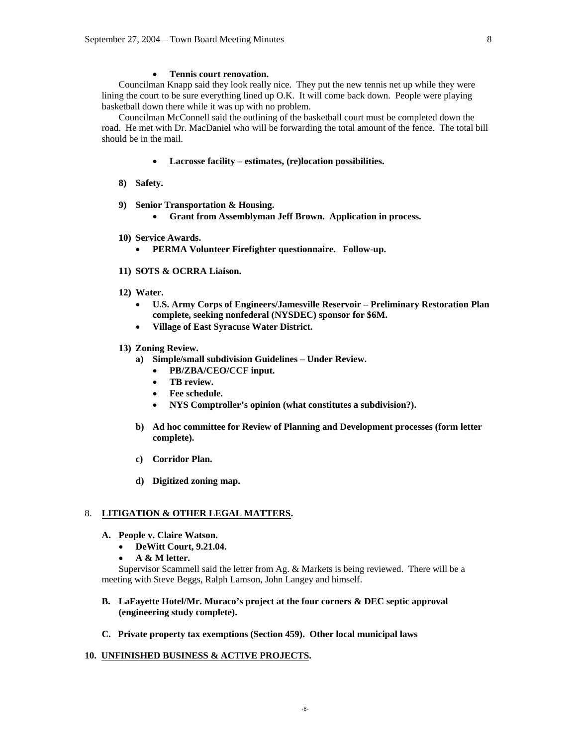- **Tennis court renovation.**

Councilman Knapp said they look really nice. They put the new tennis net up while they were lining the court to be sure everything lined up O.K. It will come back down. People were playing basketball down there while it was up with no problem.

Councilman McConnell said the outlining of the basketball court must be completed down the road. He met with Dr. MacDaniel who will be forwarding the total amount of the fence. The total bill should be in the mail.

- **Lacrosse facility – estimates, (re)location possibilities.**

**8) Safety.**

**9) Senior Transportation & Housing.**
- **Grant from Assemblyman Jeff Brown. Application in process.**

**10) Service Awards.**
- **PERMA Volunteer Firefighter questionnaire. Follow-up.**

**11) SOTS & OCRRA Liaison.**

**12) Water.**
- **U.S. Army Corps of Engineers/Jamesville Reservoir – Preliminary Restoration Plan complete, seeking nonfederal (NYSDEC) sponsor for $6M.**
- **Village of East Syracuse Water District.**

**13) Zoning Review.**

**a) Simple/small subdivision Guidelines – Under Review.**
- **PB/ZBA/CEO/CCF input.**
- **TB review.**
- **Fee schedule.**
- **NYS Comptroller's opinion (what constitutes a subdivision?).**

**b) Ad hoc committee for Review of Planning and Development processes (form letter complete).**

**c) Corridor Plan.**

**d) Digitized zoning map.**

## 8. LITIGATION & OTHER LEGAL MATTERS.

**A. People v. Claire Watson.**
- **DeWitt Court, 9.21.04.**
- **A & M letter.**

Supervisor Scammell said the letter from Ag. & Markets is being reviewed. There will be a meeting with Steve Beggs, Ralph Lamson, John Langey and himself.

**B. LaFayette Hotel/Mr. Muraco's project at the four corners & DEC septic approval (engineering study complete).**

**C. Private property tax exemptions (Section 459). Other local municipal laws**

## 10. UNFINISHED BUSINESS & ACTIVE PROJECTS.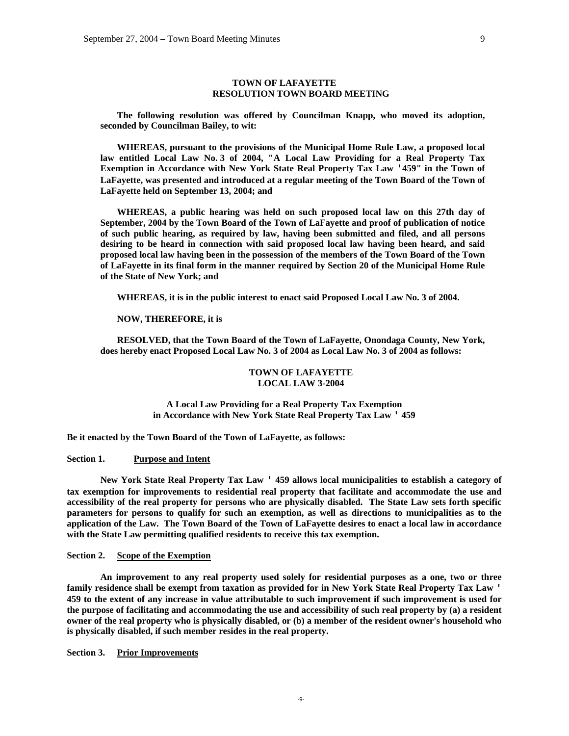**TOWN OF LAFAYETTE**
**RESOLUTION TOWN BOARD MEETING**

**The following resolution was offered by Councilman Knapp, who moved its adoption, seconded by Councilman Bailey, to wit:**

**WHEREAS, pursuant to the provisions of the Municipal Home Rule Law, a proposed local law entitled Local Law No. 3 of 2004, "A Local Law Providing for a Real Property Tax Exemption in Accordance with New York State Real Property Tax Law '459" in the Town of LaFayette, was presented and introduced at a regular meeting of the Town Board of the Town of LaFayette held on September 13, 2004; and**

**WHEREAS, a public hearing was held on such proposed local law on this 27th day of September, 2004 by the Town Board of the Town of LaFayette and proof of publication of notice of such public hearing, as required by law, having been submitted and filed, and all persons desiring to be heard in connection with said proposed local law having been heard, and said proposed local law having been in the possession of the members of the Town Board of the Town of LaFayette in its final form in the manner required by Section 20 of the Municipal Home Rule of the State of New York; and**

**WHEREAS, it is in the public interest to enact said Proposed Local Law No. 3 of 2004.**

**NOW, THEREFORE, it is**

**RESOLVED, that the Town Board of the Town of LaFayette, Onondaga County, New York, does hereby enact Proposed Local Law No. 3 of 2004 as Local Law No. 3 of 2004 as follows:**

**TOWN OF LAFAYETTE**
**LOCAL LAW 3-2004**

**A Local Law Providing for a Real Property Tax Exemption in Accordance with New York State Real Property Tax Law ' 459**

**Be it enacted by the Town Board of the Town of LaFayette, as follows:**

**Section 1. Purpose and Intent**

**New York State Real Property Tax Law ' 459 allows local municipalities to establish a category of tax exemption for improvements to residential real property that facilitate and accommodate the use and accessibility of the real property for persons who are physically disabled. The State Law sets forth specific parameters for persons to qualify for such an exemption, as well as directions to municipalities as to the application of the Law. The Town Board of the Town of LaFayette desires to enact a local law in accordance with the State Law permitting qualified residents to receive this tax exemption.**

**Section 2. Scope of the Exemption**

**An improvement to any real property used solely for residential purposes as a one, two or three family residence shall be exempt from taxation as provided for in New York State Real Property Tax Law ' 459 to the extent of any increase in value attributable to such improvement if such improvement is used for the purpose of facilitating and accommodating the use and accessibility of such real property by (a) a resident owner of the real property who is physically disabled, or (b) a member of the resident owner's household who is physically disabled, if such member resides in the real property.**

**Section 3. Prior Improvements**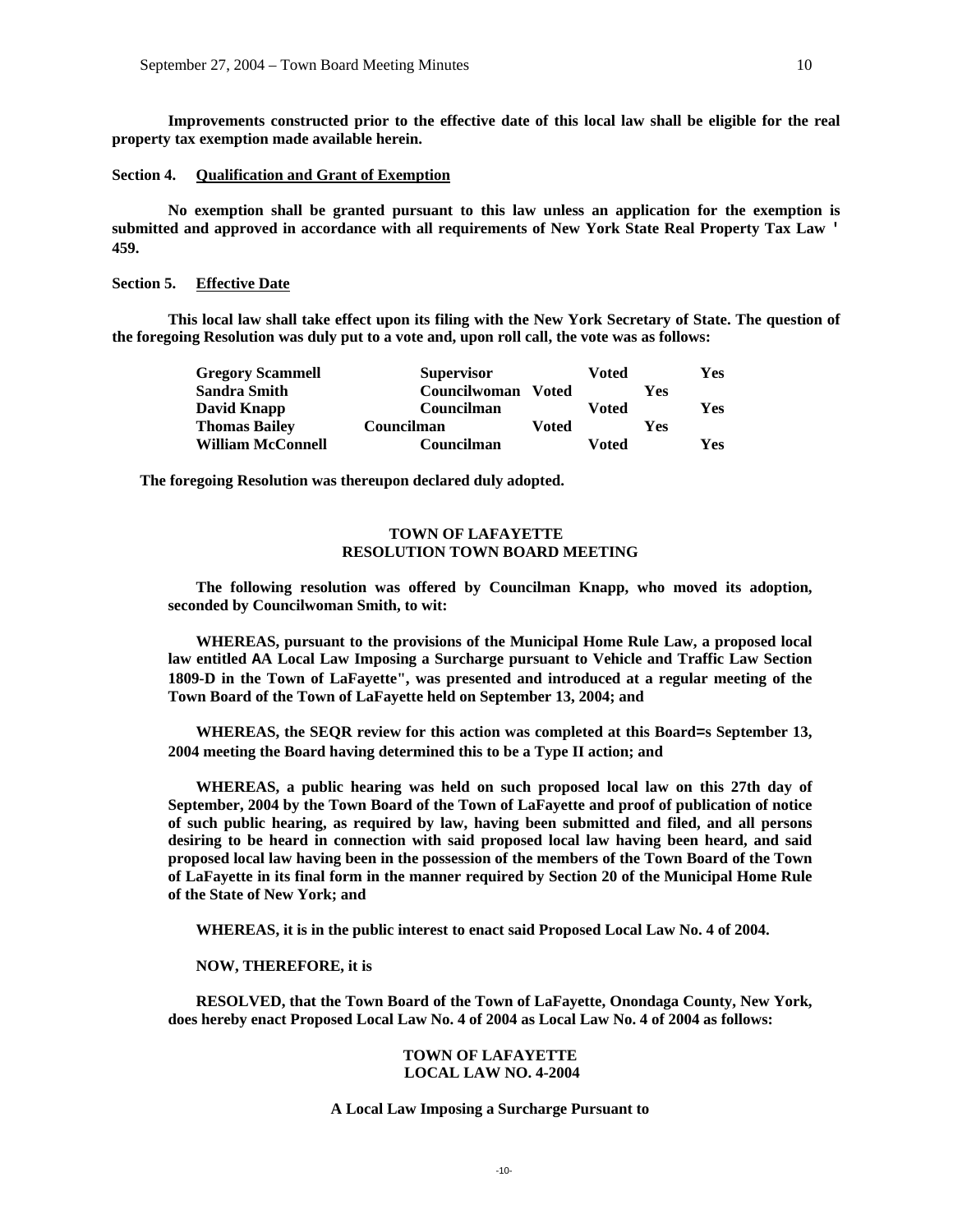**Improvements constructed prior to the effective date of this local law shall be eligible for the real property tax exemption made available herein.**

**Section 4. Qualification and Grant of Exemption**

**No exemption shall be granted pursuant to this law unless an application for the exemption is submitted and approved in accordance with all requirements of New York State Real Property Tax Law ' 459.**

**Section 5. Effective Date**

**This local law shall take effect upon its filing with the New York Secretary of State. The question of the foregoing Resolution was duly put to a vote and, upon roll call, the vote was as follows:**

| | | | |
|---|---|---|---|
| **Gregory Scammell** | **Supervisor** | **Voted** | **Yes** |
| **Sandra Smith** | **Councilwoman** | **Voted** | **Yes** |
| **David Knapp** | **Councilman** | **Voted** | **Yes** |
| **Thomas Bailey** | **Councilman** | **Voted** | **Yes** |
| **William McConnell** | **Councilman** | **Voted** | **Yes** |

**The foregoing Resolution was thereupon declared duly adopted.**

**TOWN OF LAFAYETTE**
**RESOLUTION TOWN BOARD MEETING**

**The following resolution was offered by Councilman Knapp, who moved its adoption, seconded by Councilwoman Smith, to wit:**

**WHEREAS, pursuant to the provisions of the Municipal Home Rule Law, a proposed local law entitled AA Local Law Imposing a Surcharge pursuant to Vehicle and Traffic Law Section 1809-D in the Town of LaFayette", was presented and introduced at a regular meeting of the Town Board of the Town of LaFayette held on September 13, 2004; and**

**WHEREAS, the SEQR review for this action was completed at this Board=s September 13, 2004 meeting the Board having determined this to be a Type II action; and**

**WHEREAS, a public hearing was held on such proposed local law on this 27th day of September, 2004 by the Town Board of the Town of LaFayette and proof of publication of notice of such public hearing, as required by law, having been submitted and filed, and all persons desiring to be heard in connection with said proposed local law having been heard, and said proposed local law having been in the possession of the members of the Town Board of the Town of LaFayette in its final form in the manner required by Section 20 of the Municipal Home Rule of the State of New York; and**

**WHEREAS, it is in the public interest to enact said Proposed Local Law No. 4 of 2004.**

**NOW, THEREFORE, it is**

**RESOLVED, that the Town Board of the Town of LaFayette, Onondaga County, New York, does hereby enact Proposed Local Law No. 4 of 2004 as Local Law No. 4 of 2004 as follows:**

**TOWN OF LAFAYETTE**
**LOCAL LAW NO. 4-2004**

**A Local Law Imposing a Surcharge Pursuant to**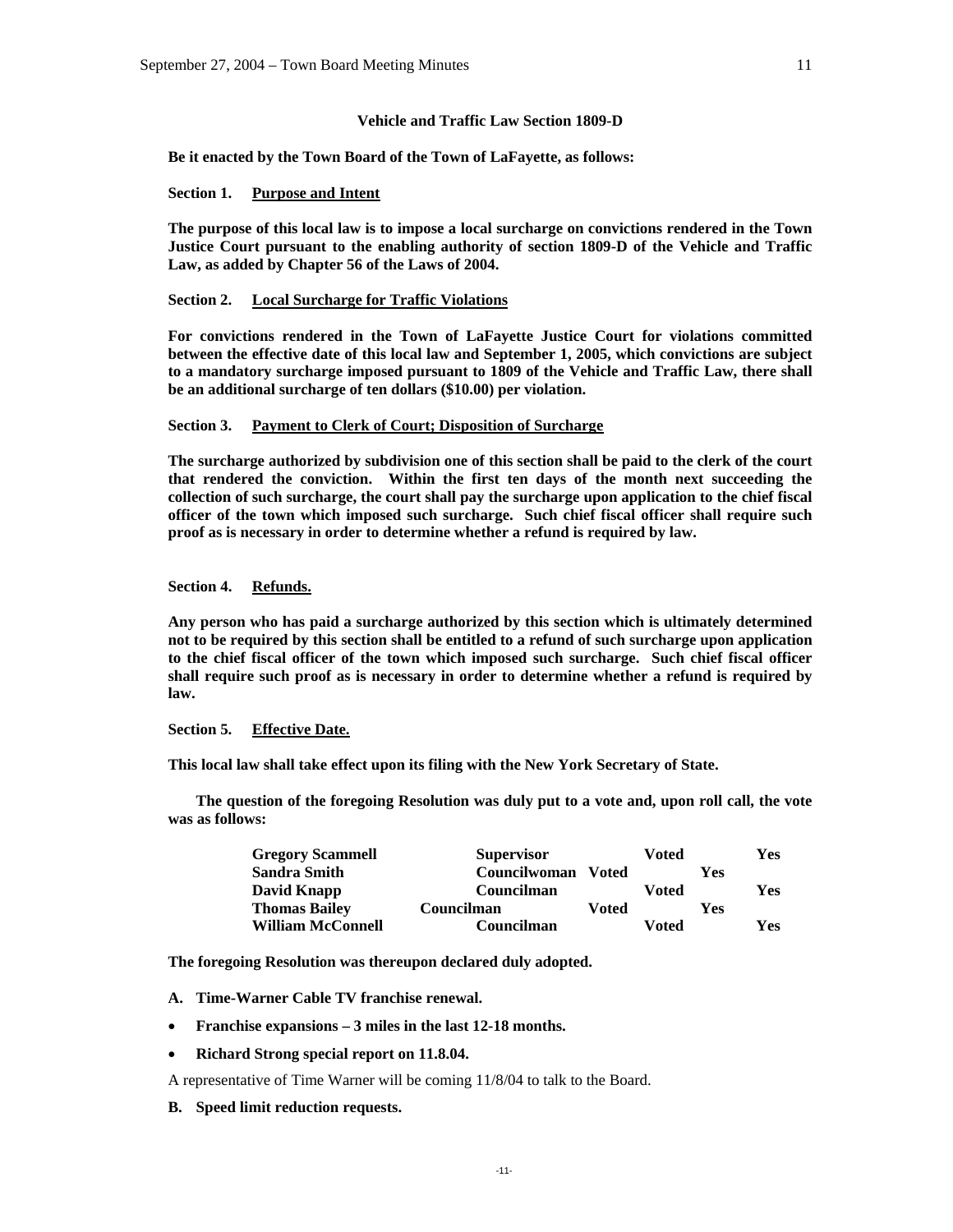**Vehicle and Traffic Law Section 1809-D**

**Be it enacted by the Town Board of the Town of LaFayette, as follows:**

**Section 1. Purpose and Intent**

**The purpose of this local law is to impose a local surcharge on convictions rendered in the Town Justice Court pursuant to the enabling authority of section 1809-D of the Vehicle and Traffic Law, as added by Chapter 56 of the Laws of 2004.**

**Section 2. Local Surcharge for Traffic Violations**

**For convictions rendered in the Town of LaFayette Justice Court for violations committed between the effective date of this local law and September 1, 2005, which convictions are subject to a mandatory surcharge imposed pursuant to 1809 of the Vehicle and Traffic Law, there shall be an additional surcharge of ten dollars ($10.00) per violation.**

**Section 3. Payment to Clerk of Court; Disposition of Surcharge**

**The surcharge authorized by subdivision one of this section shall be paid to the clerk of the court that rendered the conviction. Within the first ten days of the month next succeeding the collection of such surcharge, the court shall pay the surcharge upon application to the chief fiscal officer of the town which imposed such surcharge. Such chief fiscal officer shall require such proof as is necessary in order to determine whether a refund is required by law.**

**Section 4. Refunds.**

**Any person who has paid a surcharge authorized by this section which is ultimately determined not to be required by this section shall be entitled to a refund of such surcharge upon application to the chief fiscal officer of the town which imposed such surcharge. Such chief fiscal officer shall require such proof as is necessary in order to determine whether a refund is required by law.**

**Section 5. Effective Date.**

**This local law shall take effect upon its filing with the New York Secretary of State.**

**The question of the foregoing Resolution was duly put to a vote and, upon roll call, the vote was as follows:**

| | | | |
|---|---|---|---|
| **Gregory Scammell** | **Supervisor** | **Voted** | **Yes** |
| **Sandra Smith** | **Councilwoman** | **Voted** | **Yes** |
| **David Knapp** | **Councilman** | **Voted** | **Yes** |
| **Thomas Bailey** | **Councilman** | **Voted** | **Yes** |
| **William McConnell** | **Councilman** | **Voted** | **Yes** |

**The foregoing Resolution was thereupon declared duly adopted.**

**A. Time-Warner Cable TV franchise renewal.**

- **Franchise expansions – 3 miles in the last 12-18 months.**
- **Richard Strong special report on 11.8.04.**

A representative of Time Warner will be coming 11/8/04 to talk to the Board.

**B. Speed limit reduction requests.**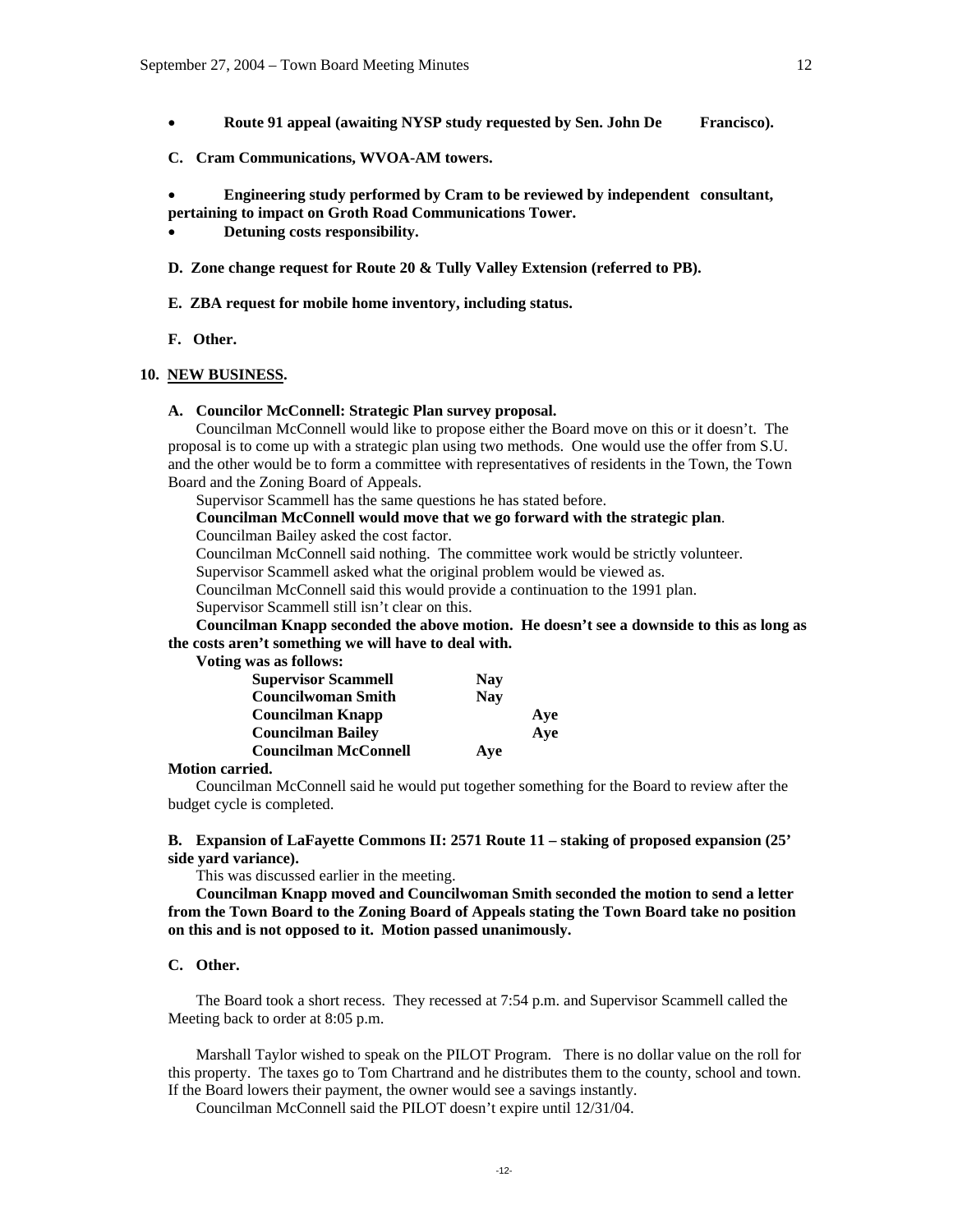- **Route 91 appeal (awaiting NYSP study requested by Sen. John De Francisco).**

**C. Cram Communications, WVOA-AM towers.**

- **Engineering study performed by Cram to be reviewed by independent consultant, pertaining to impact on Groth Road Communications Tower.**
- **Detuning costs responsibility.**

**D. Zone change request for Route 20 & Tully Valley Extension (referred to PB).**

**E. ZBA request for mobile home inventory, including status.**

**F. Other.**

## 10. NEW BUSINESS.

**A. Councilor McConnell: Strategic Plan survey proposal.**

Councilman McConnell would like to propose either the Board move on this or it doesn't. The proposal is to come up with a strategic plan using two methods. One would use the offer from S.U. and the other would be to form a committee with representatives of residents in the Town, the Town Board and the Zoning Board of Appeals.

Supervisor Scammell has the same questions he has stated before.

**Councilman McConnell would move that we go forward with the strategic plan**.

Councilman Bailey asked the cost factor.

Councilman McConnell said nothing. The committee work would be strictly volunteer.

Supervisor Scammell asked what the original problem would be viewed as.

Councilman McConnell said this would provide a continuation to the 1991 plan.

Supervisor Scammell still isn't clear on this.

**Councilman Knapp seconded the above motion. He doesn't see a downside to this as long as the costs aren't something we will have to deal with.**

**Voting was as follows:**

| | |
|---|---|
| **Supervisor Scammell** | **Nay** |
| **Councilwoman Smith** | **Nay** |
| **Councilman Knapp** | **Aye** |
| **Councilman Bailey** | **Aye** |
| **Councilman McConnell** | **Aye** |

**Motion carried.**

Councilman McConnell said he would put together something for the Board to review after the budget cycle is completed.

**B. Expansion of LaFayette Commons II: 2571 Route 11 – staking of proposed expansion (25' side yard variance).**

This was discussed earlier in the meeting.

**Councilman Knapp moved and Councilwoman Smith seconded the motion to send a letter from the Town Board to the Zoning Board of Appeals stating the Town Board take no position on this and is not opposed to it. Motion passed unanimously.**

**C. Other.**

The Board took a short recess. They recessed at 7:54 p.m. and Supervisor Scammell called the Meeting back to order at 8:05 p.m.

Marshall Taylor wished to speak on the PILOT Program. There is no dollar value on the roll for this property. The taxes go to Tom Chartrand and he distributes them to the county, school and town. If the Board lowers their payment, the owner would see a savings instantly.

Councilman McConnell said the PILOT doesn't expire until 12/31/04.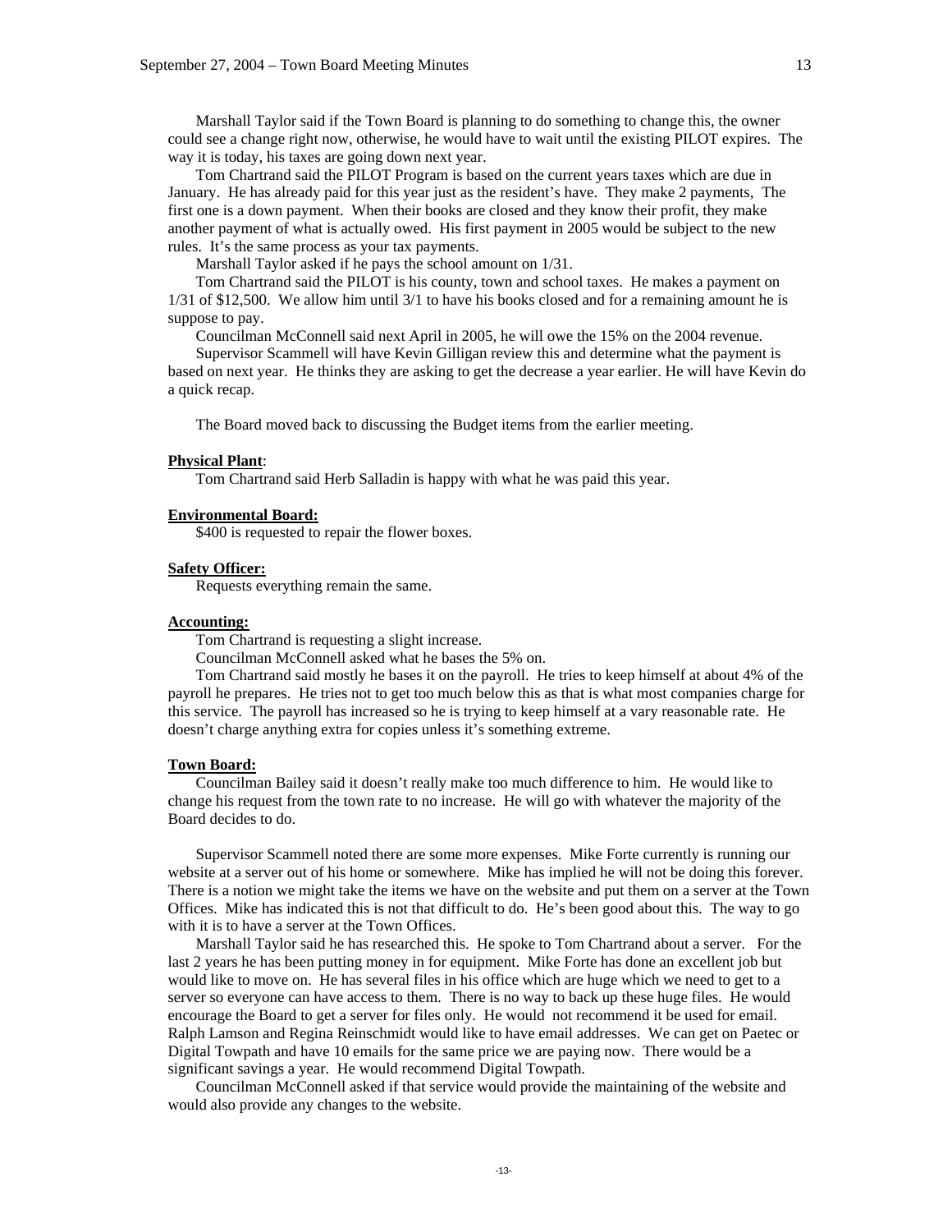Marshall Taylor said if the Town Board is planning to do something to change this, the owner could see a change right now, otherwise, he would have to wait until the existing PILOT expires. The way it is today, his taxes are going down next year.

Tom Chartrand said the PILOT Program is based on the current years taxes which are due in January. He has already paid for this year just as the resident's have. They make 2 payments, The first one is a down payment. When their books are closed and they know their profit, they make another payment of what is actually owed. His first payment in 2005 would be subject to the new rules. It's the same process as your tax payments.

Marshall Taylor asked if he pays the school amount on 1/31.

Tom Chartrand said the PILOT is his county, town and school taxes. He makes a payment on 1/31 of $12,500. We allow him until 3/1 to have his books closed and for a remaining amount he is suppose to pay.

Councilman McConnell said next April in 2005, he will owe the 15% on the 2004 revenue.

Supervisor Scammell will have Kevin Gilligan review this and determine what the payment is based on next year. He thinks they are asking to get the decrease a year earlier. He will have Kevin do a quick recap.

The Board moved back to discussing the Budget items from the earlier meeting.

**Physical Plant**:

Tom Chartrand said Herb Salladin is happy with what he was paid this year.

**Environmental Board:**

$400 is requested to repair the flower boxes.

**Safety Officer:**

Requests everything remain the same.

**Accounting:**

Tom Chartrand is requesting a slight increase.

Councilman McConnell asked what he bases the 5% on.

Tom Chartrand said mostly he bases it on the payroll. He tries to keep himself at about 4% of the payroll he prepares. He tries not to get too much below this as that is what most companies charge for this service. The payroll has increased so he is trying to keep himself at a vary reasonable rate. He doesn't charge anything extra for copies unless it's something extreme.

**Town Board:**

Councilman Bailey said it doesn't really make too much difference to him. He would like to change his request from the town rate to no increase. He will go with whatever the majority of the Board decides to do.

Supervisor Scammell noted there are some more expenses. Mike Forte currently is running our website at a server out of his home or somewhere. Mike has implied he will not be doing this forever. There is a notion we might take the items we have on the website and put them on a server at the Town Offices. Mike has indicated this is not that difficult to do. He's been good about this. The way to go with it is to have a server at the Town Offices.

Marshall Taylor said he has researched this. He spoke to Tom Chartrand about a server. For the last 2 years he has been putting money in for equipment. Mike Forte has done an excellent job but would like to move on. He has several files in his office which are huge which we need to get to a server so everyone can have access to them. There is no way to back up these huge files. He would encourage the Board to get a server for files only. He would not recommend it be used for email. Ralph Lamson and Regina Reinschmidt would like to have email addresses. We can get on Paetec or Digital Towpath and have 10 emails for the same price we are paying now. There would be a significant savings a year. He would recommend Digital Towpath.

Councilman McConnell asked if that service would provide the maintaining of the website and would also provide any changes to the website.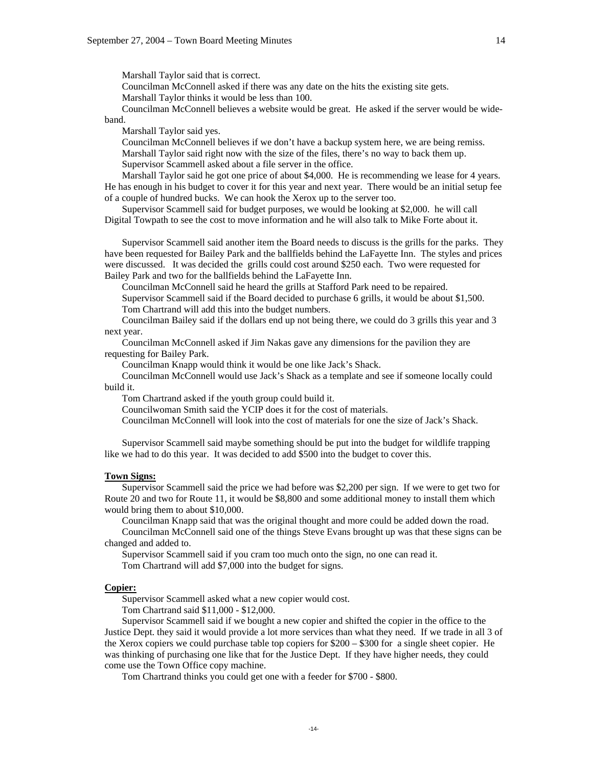Marshall Taylor said that is correct.

Councilman McConnell asked if there was any date on the hits the existing site gets.

Marshall Taylor thinks it would be less than 100.

Councilman McConnell believes a website would be great. He asked if the server would be wide-band.

Marshall Taylor said yes.

Councilman McConnell believes if we don't have a backup system here, we are being remiss.

Marshall Taylor said right now with the size of the files, there's no way to back them up.

Supervisor Scammell asked about a file server in the office.

Marshall Taylor said he got one price of about $4,000. He is recommending we lease for 4 years. He has enough in his budget to cover it for this year and next year. There would be an initial setup fee of a couple of hundred bucks. We can hook the Xerox up to the server too.

Supervisor Scammell said for budget purposes, we would be looking at $2,000. he will call Digital Towpath to see the cost to move information and he will also talk to Mike Forte about it.

Supervisor Scammell said another item the Board needs to discuss is the grills for the parks. They have been requested for Bailey Park and the ballfields behind the LaFayette Inn. The styles and prices were discussed. It was decided the grills could cost around $250 each. Two were requested for Bailey Park and two for the ballfields behind the LaFayette Inn.

Councilman McConnell said he heard the grills at Stafford Park need to be repaired.

Supervisor Scammell said if the Board decided to purchase 6 grills, it would be about $1,500.

Tom Chartrand will add this into the budget numbers.

Councilman Bailey said if the dollars end up not being there, we could do 3 grills this year and 3 next year.

Councilman McConnell asked if Jim Nakas gave any dimensions for the pavilion they are requesting for Bailey Park.

Councilman Knapp would think it would be one like Jack's Shack.

Councilman McConnell would use Jack's Shack as a template and see if someone locally could build it.

Tom Chartrand asked if the youth group could build it.

Councilwoman Smith said the YCIP does it for the cost of materials.

Councilman McConnell will look into the cost of materials for one the size of Jack's Shack.

Supervisor Scammell said maybe something should be put into the budget for wildlife trapping like we had to do this year. It was decided to add $500 into the budget to cover this.

**Town Signs:**

Supervisor Scammell said the price we had before was $2,200 per sign. If we were to get two for Route 20 and two for Route 11, it would be $8,800 and some additional money to install them which would bring them to about $10,000.

Councilman Knapp said that was the original thought and more could be added down the road.

Councilman McConnell said one of the things Steve Evans brought up was that these signs can be changed and added to.

Supervisor Scammell said if you cram too much onto the sign, no one can read it.

Tom Chartrand will add $7,000 into the budget for signs.

**Copier:**

Supervisor Scammell asked what a new copier would cost.

Tom Chartrand said $11,000 - $12,000.

Supervisor Scammell said if we bought a new copier and shifted the copier in the office to the Justice Dept. they said it would provide a lot more services than what they need. If we trade in all 3 of the Xerox copiers we could purchase table top copiers for $200 – $300 for a single sheet copier. He was thinking of purchasing one like that for the Justice Dept. If they have higher needs, they could come use the Town Office copy machine.

Tom Chartrand thinks you could get one with a feeder for $700 - $800.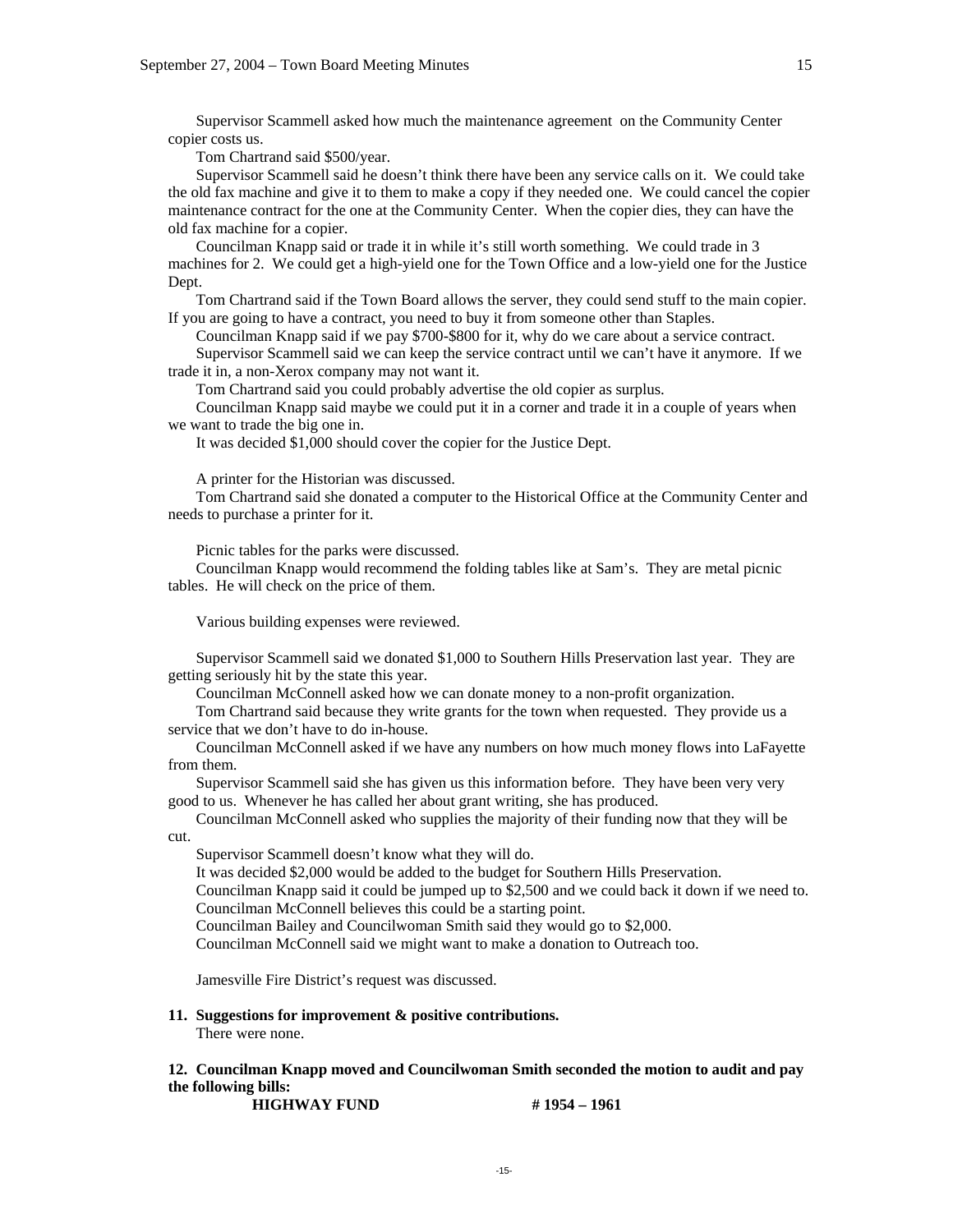Supervisor Scammell asked how much the maintenance agreement on the Community Center copier costs us.

Tom Chartrand said $500/year.

Supervisor Scammell said he doesn't think there have been any service calls on it. We could take the old fax machine and give it to them to make a copy if they needed one. We could cancel the copier maintenance contract for the one at the Community Center. When the copier dies, they can have the old fax machine for a copier.

Councilman Knapp said or trade it in while it's still worth something. We could trade in 3 machines for 2. We could get a high-yield one for the Town Office and a low-yield one for the Justice Dept.

Tom Chartrand said if the Town Board allows the server, they could send stuff to the main copier. If you are going to have a contract, you need to buy it from someone other than Staples.

Councilman Knapp said if we pay $700-$800 for it, why do we care about a service contract.

Supervisor Scammell said we can keep the service contract until we can't have it anymore. If we trade it in, a non-Xerox company may not want it.

Tom Chartrand said you could probably advertise the old copier as surplus.

Councilman Knapp said maybe we could put it in a corner and trade it in a couple of years when we want to trade the big one in.

It was decided $1,000 should cover the copier for the Justice Dept.

A printer for the Historian was discussed.

Tom Chartrand said she donated a computer to the Historical Office at the Community Center and needs to purchase a printer for it.

Picnic tables for the parks were discussed.

Councilman Knapp would recommend the folding tables like at Sam's. They are metal picnic tables. He will check on the price of them.

Various building expenses were reviewed.

Supervisor Scammell said we donated $1,000 to Southern Hills Preservation last year. They are getting seriously hit by the state this year.

Councilman McConnell asked how we can donate money to a non-profit organization.

Tom Chartrand said because they write grants for the town when requested. They provide us a service that we don't have to do in-house.

Councilman McConnell asked if we have any numbers on how much money flows into LaFayette from them.

Supervisor Scammell said she has given us this information before. They have been very very good to us. Whenever he has called her about grant writing, she has produced.

Councilman McConnell asked who supplies the majority of their funding now that they will be cut.

Supervisor Scammell doesn't know what they will do.

It was decided $2,000 would be added to the budget for Southern Hills Preservation.

Councilman Knapp said it could be jumped up to $2,500 and we could back it down if we need to.

Councilman McConnell believes this could be a starting point.

Councilman Bailey and Councilwoman Smith said they would go to $2,000.

Councilman McConnell said we might want to make a donation to Outreach too.

Jamesville Fire District's request was discussed.

**11. Suggestions for improvement & positive contributions.**

There were none.

**12. Councilman Knapp moved and Councilwoman Smith seconded the motion to audit and pay the following bills:**

**HIGHWAY FUND # 1954 – 1961**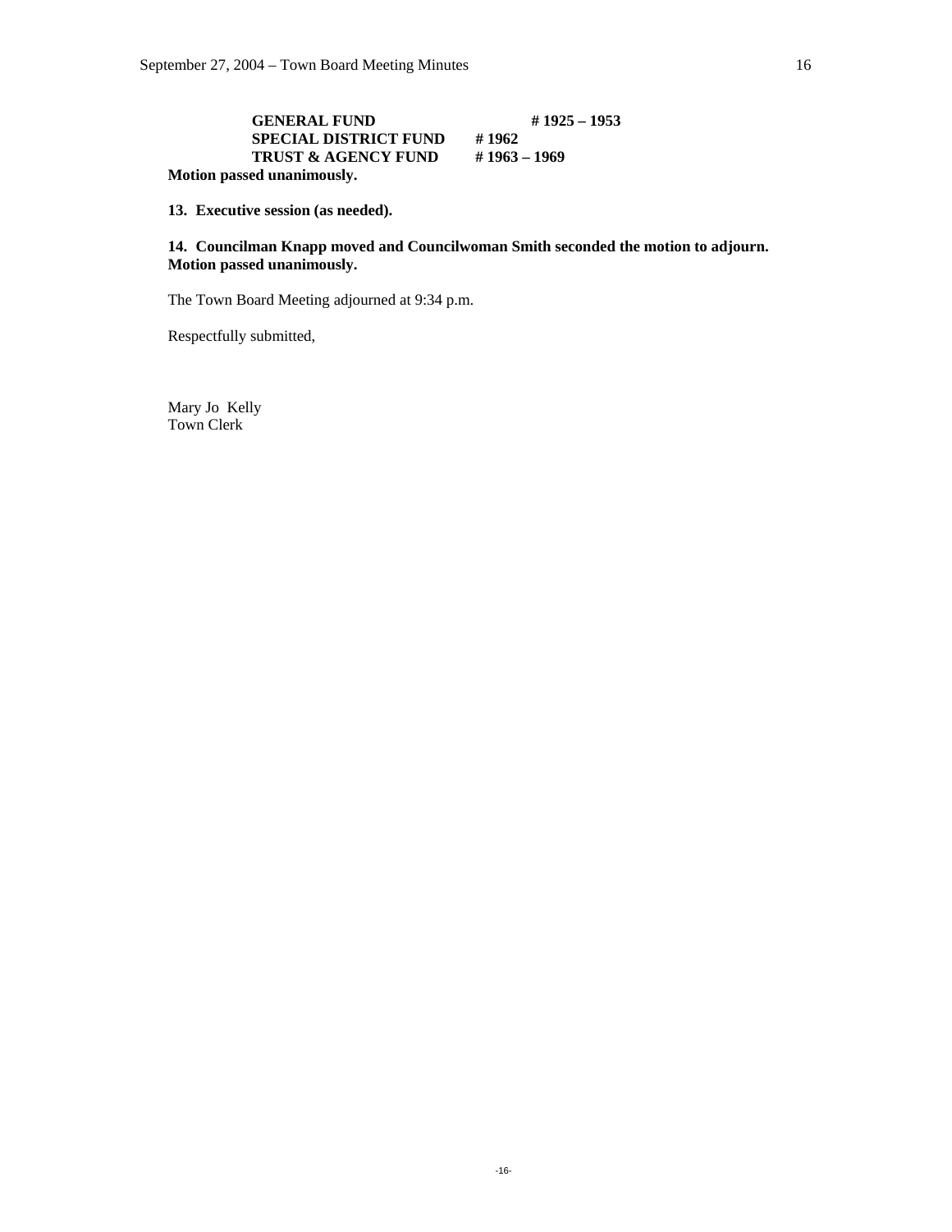**GENERAL FUND # 1925 – 1953**
**SPECIAL DISTRICT FUND # 1962**
**TRUST & AGENCY FUND # 1963 – 1969**

**Motion passed unanimously.**

**13. Executive session (as needed).**

**14. Councilman Knapp moved and Councilwoman Smith seconded the motion to adjourn. Motion passed unanimously.**

The Town Board Meeting adjourned at 9:34 p.m.

Respectfully submitted,

Mary Jo Kelly
Town Clerk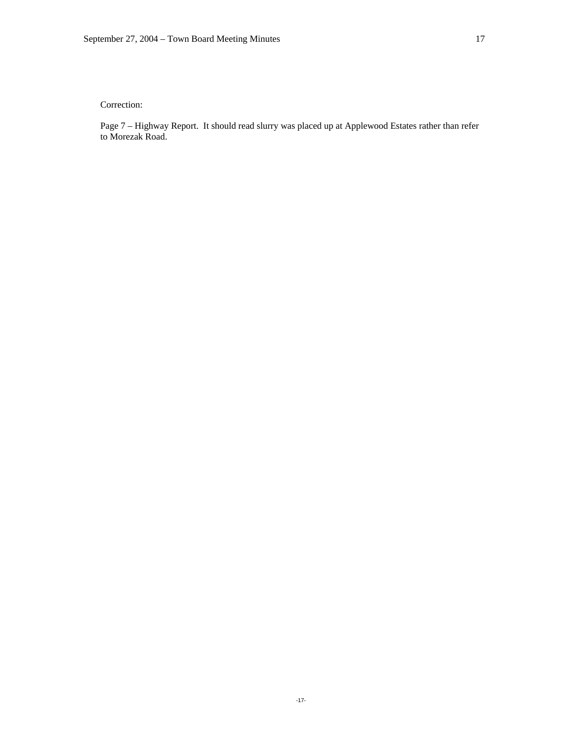Correction:

Page 7 – Highway Report. It should read slurry was placed up at Applewood Estates rather than refer to Morezak Road.